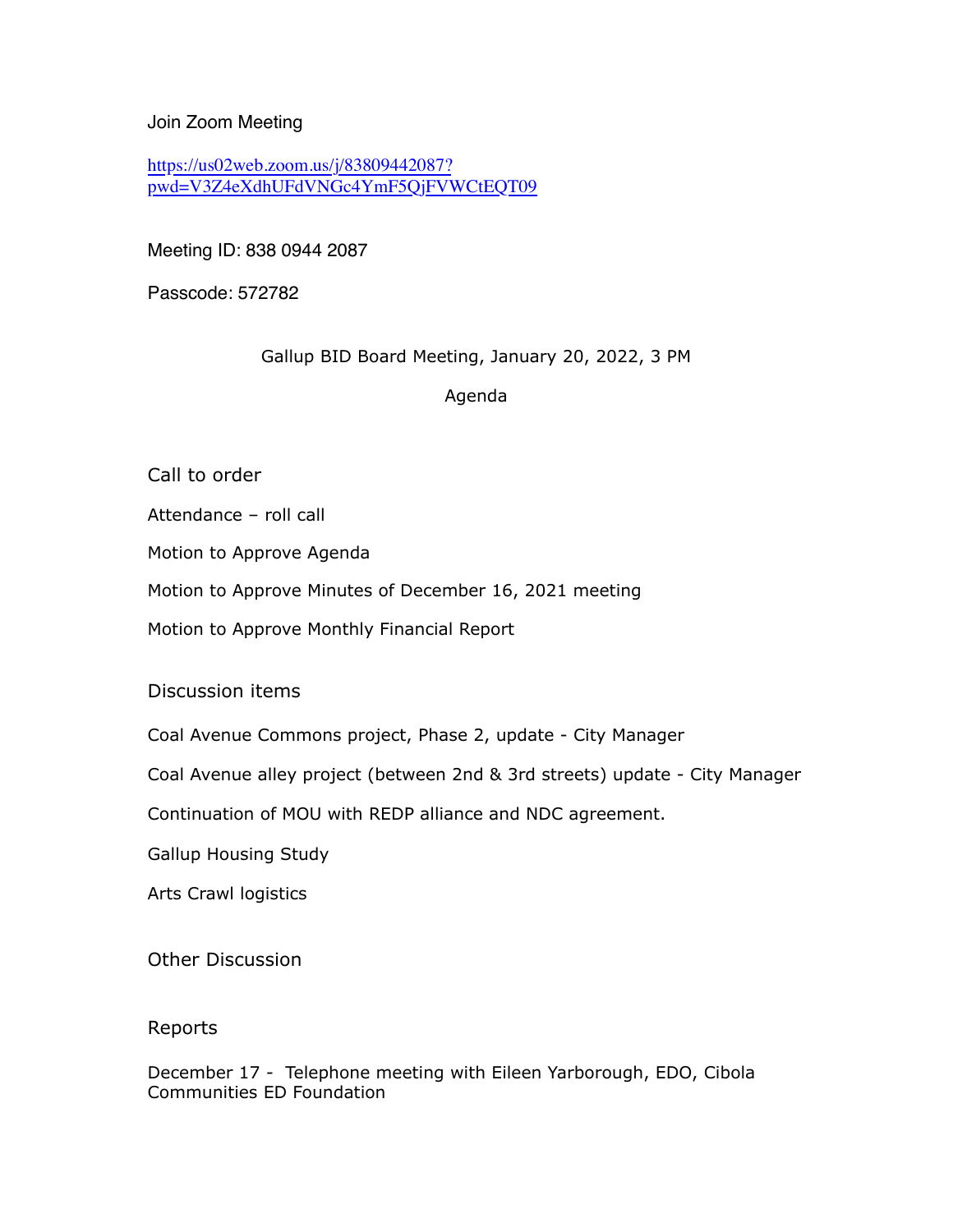Join Zoom Meeting

https://us02web.zoom.us/j/83809442087?pwd=V3Z4eXdhUFdVNGc4YmF5QjFVWCtEQT09

Meeting ID: 838 0944 2087

Passcode: 572782

Gallup BID Board Meeting, January 20, 2022, 3 PM

Agenda

Call to order

Attendance – roll call

Motion to Approve Agenda

Motion to Approve Minutes of December 16, 2021 meeting

Motion to Approve Monthly Financial Report

Discussion items

Coal Avenue Commons project, Phase 2, update - City Manager

Coal Avenue alley project (between 2nd & 3rd streets) update - City Manager

Continuation of MOU with REDP alliance and NDC agreement.

Gallup Housing Study

Arts Crawl logistics

Other Discussion

Reports

December 17 - Telephone meeting with Eileen Yarborough, EDO, Cibola Communities ED Foundation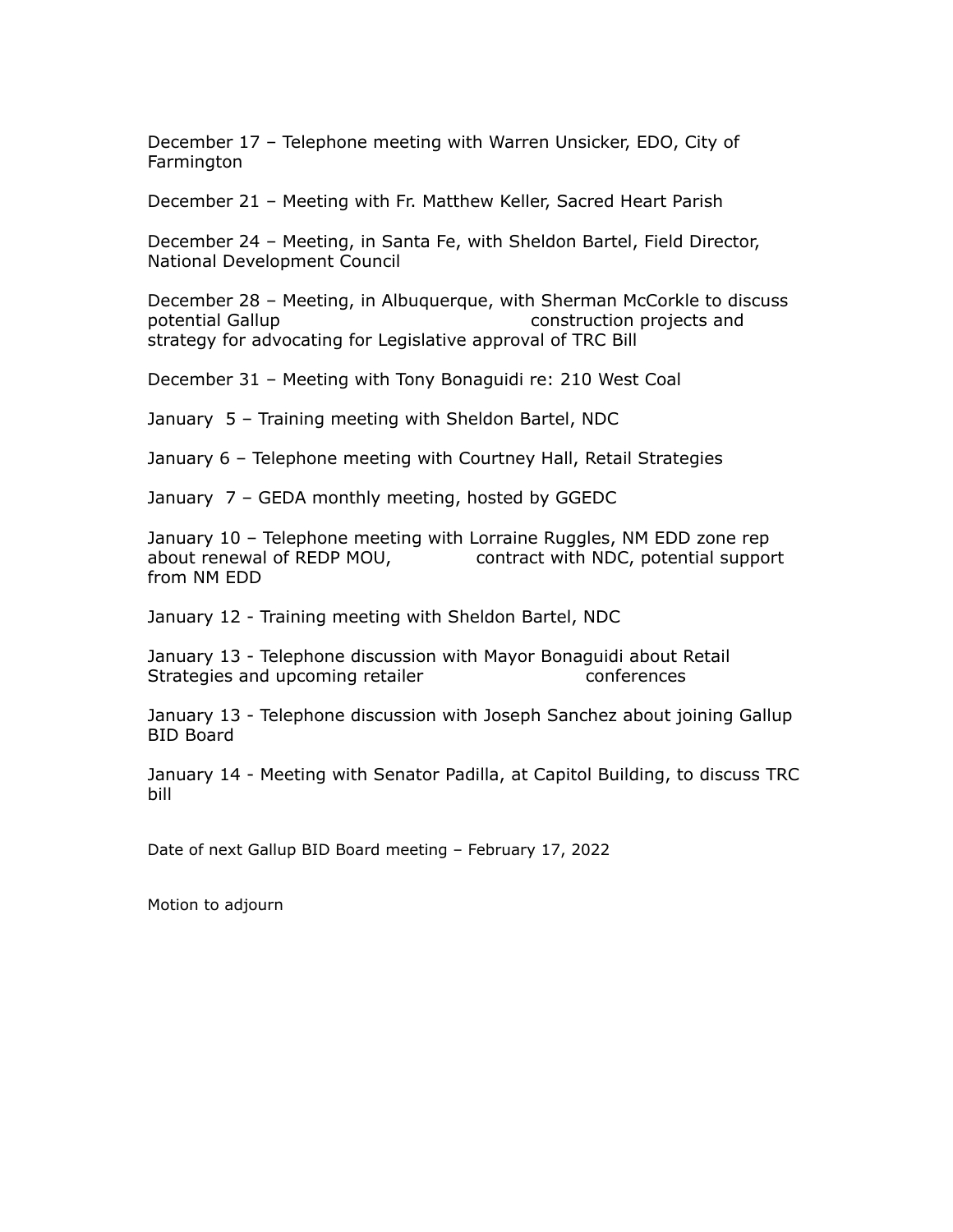December 17 – Telephone meeting with Warren Unsicker, EDO, City of Farmington

December 21 – Meeting with Fr. Matthew Keller, Sacred Heart Parish

December 24 – Meeting, in Santa Fe, with Sheldon Bartel, Field Director, National Development Council

December 28 – Meeting, in Albuquerque, with Sherman McCorkle to discuss potential Gallup construction projects and strategy for advocating for Legislative approval of TRC Bill

December 31 – Meeting with Tony Bonaguidi re: 210 West Coal

January 5 – Training meeting with Sheldon Bartel, NDC

January 6 – Telephone meeting with Courtney Hall, Retail Strategies

January 7 – GEDA monthly meeting, hosted by GGEDC

January 10 – Telephone meeting with Lorraine Ruggles, NM EDD zone rep about renewal of REDP MOU, contract with NDC, potential support from NM EDD

January 12 - Training meeting with Sheldon Bartel, NDC

January 13 - Telephone discussion with Mayor Bonaguidi about Retail Strategies and upcoming retailer conferences

January 13 - Telephone discussion with Joseph Sanchez about joining Gallup BID Board

January 14 - Meeting with Senator Padilla, at Capitol Building, to discuss TRC bill

Date of next Gallup BID Board meeting – February 17, 2022

Motion to adjourn